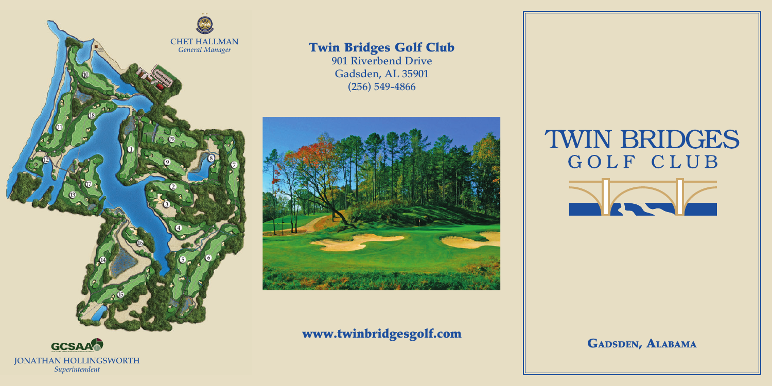CHET HALLMAN
*General Manager*

JONATHAN HOLLINGSWORTH
*Superintendent*

# Twin Bridges Golf Club

**901 Riverbend Drive**
**Gadsden, AL 35901**
**(256) 549-4866**

**www.twinbridgesgolf.com**

# TWIN BRIDGES
## GOLF CLUB

**GADSDEN, ALABAMA**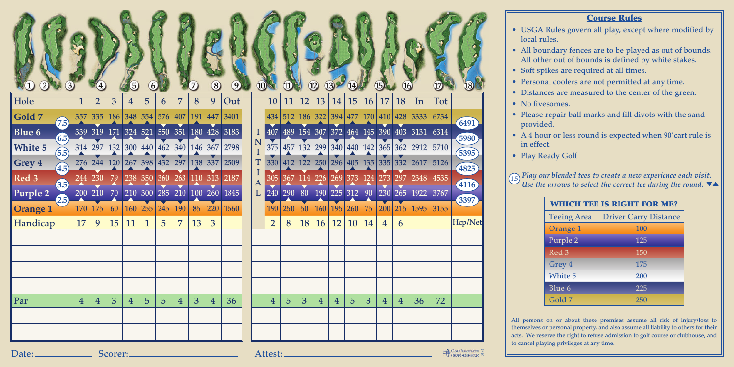| Hole | | 1 | 2 | 3 | 4 | 5 | 6 | 7 | 8 | 9 | Out | | 10 | 11 | 12 | 13 | 14 | 15 | 16 | 17 | 18 | In | Tot | |
|---|---|---|---|---|---|---|---|---|---|---|---|---|---|---|---|---|---|---|---|---|---|---|---|---|
| Gold 7 | 7.5 | 357 | 335 | 186 | 348 | 554 | 576 | 407 | 191 | 447 | 3401 | | 434 | 512 | 186 | 322 | 394 | 477 | 170 | 410 | 428 | 3333 | 6734 | 6491 |
| Blue 6 | 6.5 | 339 | 319 | 171 | 324 | 521 | 550 | 351 | 180 | 428 | 3183 | I | 407 | 489 | 154 | 307 | 372 | 464 | 145 | 390 | 403 | 3131 | 6314 | 5980 |
| White 5 | 5.5 | 314 | 297 | 132 | 300 | 440 | 462 | 340 | 146 | 367 | 2798 | N I | 375 | 457 | 132 | 299 | 340 | 440 | 142 | 365 | 362 | 2912 | 5710 | 5395 |
| Grey 4 | 4.5 | 276 | 244 | 120 | 267 | 398 | 432 | 297 | 138 | 337 | 2509 | T | 330 | 412 | 122 | 250 | 296 | 405 | 135 | 335 | 332 | 2617 | 5126 | 4825 |
| Red 3 | 3.5 | 244 | 230 | 79 | 238 | 350 | 360 | 263 | 110 | 313 | 2187 | I A | 305 | 367 | 114 | 226 | 269 | 373 | 124 | 273 | 297 | 2348 | 4535 | 4116 |
| Purple 2 | 2.5 | 200 | 210 | 70 | 210 | 300 | 285 | 210 | 100 | 260 | 1845 | L | 240 | 290 | 80 | 190 | 225 | 312 | 90 | 230 | 265 | 1922 | 3767 | 3397 |
| Orange 1 | | 170 | 175 | 60 | 160 | 255 | 245 | 190 | 85 | 220 | 1560 | | 190 | 250 | 50 | 160 | 195 | 260 | 75 | 200 | 215 | 1595 | 3155 | |
| Handicap | | 17 | 9 | 15 | 11 | 1 | 5 | 7 | 13 | 3 | | | 2 | 8 | 18 | 16 | 12 | 10 | 14 | 4 | 6 | | | Hcp/Net |
| | | | | | | | | | | | | | | | | | | | | | | | | |
| | | | | | | | | | | | | | | | | | | | | | | | | |
| | | | | | | | | | | | | | | | | | | | | | | | | |
| | | | | | | | | | | | | | | | | | | | | | | | | |
| Par | | 4 | 4 | 3 | 4 | 5 | 5 | 4 | 3 | 4 | 36 | | 4 | 5 | 3 | 4 | 4 | 5 | 3 | 4 | 4 | 36 | 72 | |
| | | | | | | | | | | | | | | | | | | | | | | | | |
| | | | | | | | | | | | | | | | | | | | | | | | | |

Date: ____________ Scorer: ____________________ Attest: ____________________

## Course Rules

- USGA Rules govern all play, except where modified by local rules.
- All boundary fences are to be played as out of bounds. All other out of bounds is defined by white stakes.
- Soft spikes are required at all times.
- Personal coolers are not permitted at any time.
- Distances are measured to the center of the green.
- No fivesomes.
- Please repair ball marks and fill divots with the sand provided.
- A 4 hour or less round is expected when 90˚cart rule is in effect.
- Play Ready Golf

1.5 *Play our blended tees to create a new experience each visit. Use the arrows to select the correct tee during the round.* ▼▲

| WHICH TEE IS RIGHT FOR ME? | |
|---|---|
| Teeing Area | Driver Carry Distance |
| Orange 1 | 100 |
| Purple 2 | 125 |
| Red 3 | 150 |
| Grey 4 | 175 |
| White 5 | 200 |
| Blue 6 | 225 |
| Gold 7 | 250 |

All persons on or about these premises assume all risk of injury/loss to themselves or personal property, and also assume all liability to others for their acts. We reserve the right to refuse admission to golf course or clubhouse, and to cancel playing privileges at any time.